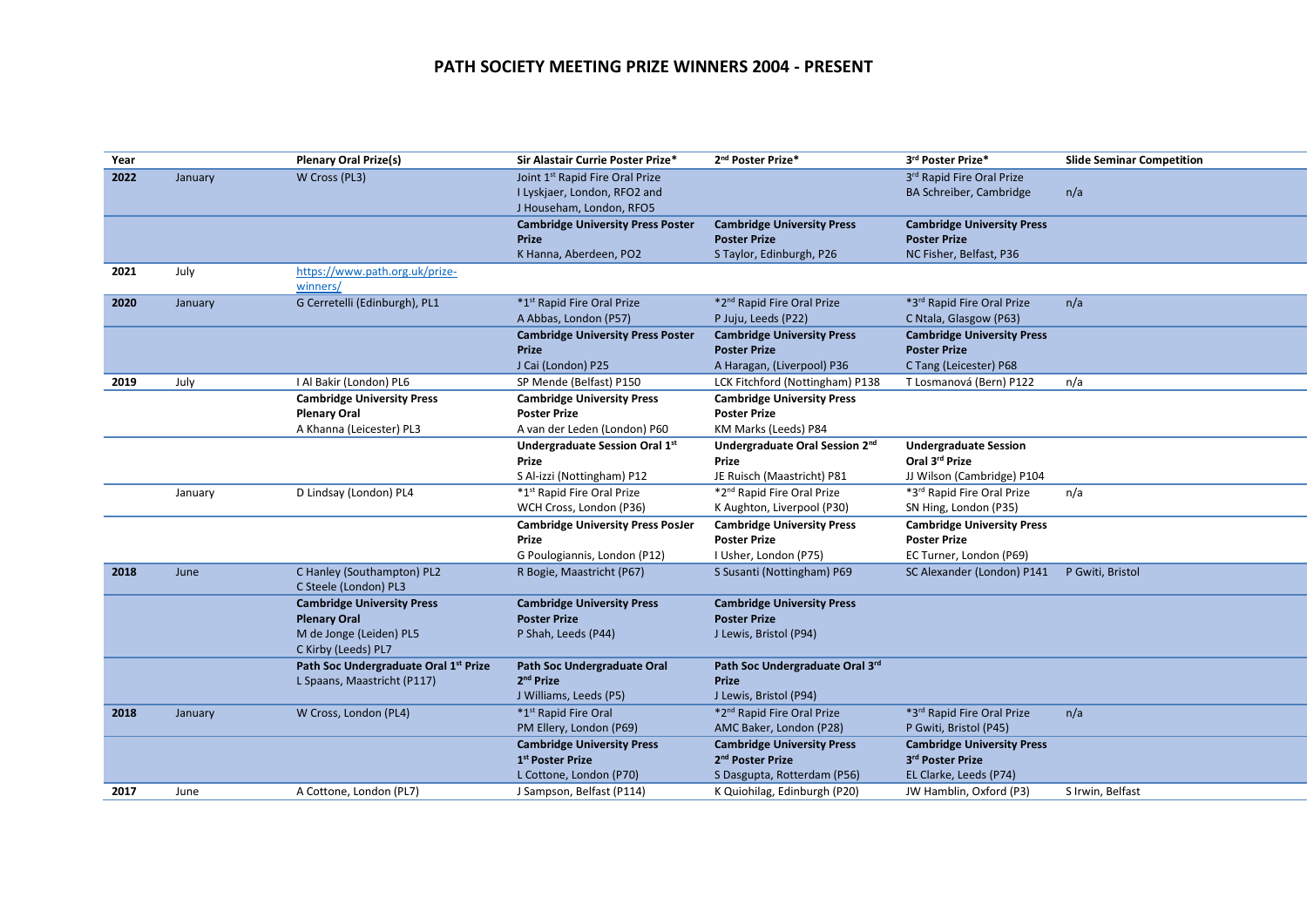# PATH SOCIETY MEETING PRIZE WINNERS 2004 - PRESENT

| Year | | Plenary Oral Prize(s) | Sir Alastair Currie Poster Prize* | 2nd Poster Prize* | 3rd Poster Prize* | Slide Seminar Competition |
|---|---|---|---|---|---|---|
| **2022** | January | W Cross (PL3) | Joint 1st Rapid Fire Oral Prize I Lyskjaer, London, RFO2 and J Househam, London, RFO5 | | 3rd Rapid Fire Oral Prize BA Schreiber, Cambridge | n/a |
| | | | **Cambridge University Press Poster Prize** K Hanna, Aberdeen, PO2 | **Cambridge University Press Poster Prize** S Taylor, Edinburgh, P26 | **Cambridge University Press Poster Prize** NC Fisher, Belfast, P36 | |
| **2021** | July | https://www.path.org.uk/prize-winners/ | | | | |
| **2020** | January | G Cerretelli (Edinburgh), PL1 | *1st Rapid Fire Oral Prize A Abbas, London (P57) | *2nd Rapid Fire Oral Prize P Juju, Leeds (P22) | *3rd Rapid Fire Oral Prize C Ntala, Glasgow (P63) | n/a |
| | | | **Cambridge University Press Poster Prize** J Cai (London) P25 | **Cambridge University Press Poster Prize** A Haragan, (Liverpool) P36 | **Cambridge University Press Poster Prize** C Tang (Leicester) P68 | |
| **2019** | July | I Al Bakir (London) PL6 | SP Mende (Belfast) P150 | LCK Fitchford (Nottingham) P138 | T Losmanová (Bern) P122 | n/a |
| | | **Cambridge University Press Plenary Oral** A Khanna (Leicester) PL3 | **Cambridge University Press Poster Prize** A van der Leden (London) P60 | **Cambridge University Press Poster Prize** KM Marks (Leeds) P84 | | |
| | | | **Undergraduate Session Oral 1st Prize** S Al-izzi (Nottingham) P12 | **Undergraduate Oral Session 2nd Prize** JE Ruisch (Maastricht) P81 | **Undergraduate Session Oral 3rd Prize** JJ Wilson (Cambridge) P104 | |
| | January | D Lindsay (London) PL4 | *1st Rapid Fire Oral Prize WCH Cross, London (P36) | *2nd Rapid Fire Oral Prize K Aughton, Liverpool (P30) | *3rd Rapid Fire Oral Prize SN Hing, London (P35) | n/a |
| | | | **Cambridge University Press PosJer Prize** G Poulogiannis, London (P12) | **Cambridge University Press Poster Prize** I Usher, London (P75) | **Cambridge University Press Poster Prize** EC Turner, London (P69) | |
| **2018** | June | C Hanley (Southampton) PL2 C Steele (London) PL3 | R Bogie, Maastricht (P67) | S Susanti (Nottingham) P69 | SC Alexander (London) P141 | P Gwiti, Bristol |
| | | **Cambridge University Press Plenary Oral** M de Jonge (Leiden) PL5 C Kirby (Leeds) PL7 | **Cambridge University Press Poster Prize** P Shah, Leeds (P44) | **Cambridge University Press Poster Prize** J Lewis, Bristol (P94) | | |
| | | **Path Soc Undergraduate Oral 1st Prize** L Spaans, Maastricht (P117) | **Path Soc Undergraduate Oral 2nd Prize** J Williams, Leeds (P5) | **Path Soc Undergraduate Oral 3rd Prize** J Lewis, Bristol (P94) | | |
| **2018** | January | W Cross, London (PL4) | *1st Rapid Fire Oral PM Ellery, London (P69) | *2nd Rapid Fire Oral Prize AMC Baker, London (P28) | *3rd Rapid Fire Oral Prize P Gwiti, Bristol (P45) | n/a |
| | | | **Cambridge University Press 1st Poster Prize** L Cottone, London (P70) | **Cambridge University Press 2nd Poster Prize** S Dasgupta, Rotterdam (P56) | **Cambridge University Press 3rd Poster Prize** EL Clarke, Leeds (P74) | |
| **2017** | June | A Cottone, London (PL7) | J Sampson, Belfast (P114) | K Quiohilag, Edinburgh (P20) | JW Hamblin, Oxford (P3) | S Irwin, Belfast |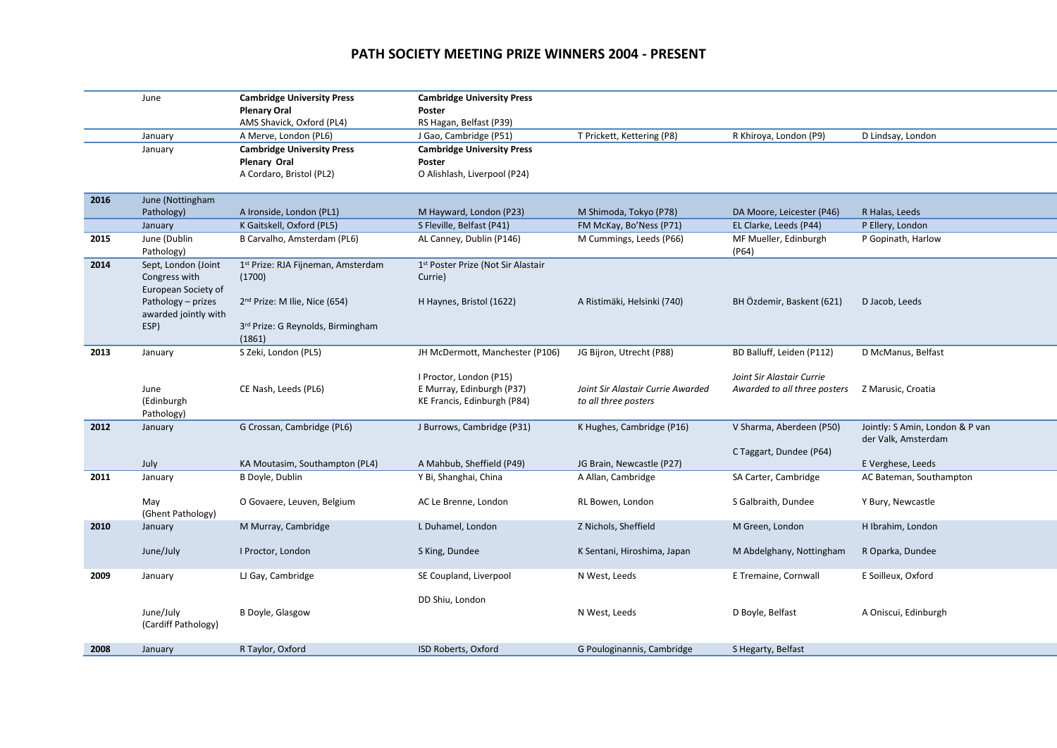# PATH SOCIETY MEETING PRIZE WINNERS 2004 - PRESENT

| | | | | | | |
|---|---|---|---|---|---|---|
| | June | **Cambridge University Press Plenary Oral** AMS Shavick, Oxford (PL4) | **Cambridge University Press Poster** RS Hagan, Belfast (P39) | | | |
| | January | A Merve, London (PL6) | J Gao, Cambridge (P51) | T Prickett, Kettering (P8) | R Khiroya, London (P9) | D Lindsay, London |
| | January | **Cambridge University Press Plenary Oral** A Cordaro, Bristol (PL2) | **Cambridge University Press Poster** O Alishlash, Liverpool (P24) | | | |
| **2016** | June (Nottingham Pathology) | A Ironside, London (PL1) | M Hayward, London (P23) | M Shimoda, Tokyo (P78) | DA Moore, Leicester (P46) | R Halas, Leeds |
| | January | K Gaitskell, Oxford (PL5) | S Fleville, Belfast (P41) | FM McKay, Bo'Ness (P71) | EL Clarke, Leeds (P44) | P Ellery, London |
| **2015** | June (Dublin Pathology) | B Carvalho, Amsterdam (PL6) | AL Canney, Dublin (P146) | M Cummings, Leeds (P66) | MF Mueller, Edinburgh (P64) | P Gopinath, Harlow |
| **2014** | Sept, London (Joint Congress with European Society of Pathology – prizes awarded jointly with ESP) | 1st Prize: RJA Fijneman, Amsterdam (1700)<br>2nd Prize: M Ilie, Nice (654)<br>3rd Prize: G Reynolds, Birmingham (1861) | 1st Poster Prize (Not Sir Alastair Currie)<br>H Haynes, Bristol (1622) | A Ristimäki, Helsinki (740) | BH Özdemir, Baskent (621) | D Jacob, Leeds |
| **2013** | January | S Zeki, London (PL5) | JH McDermott, Manchester (P106) | JG Bijron, Utrecht (P88) | BD Balluff, Leiden (P112) | D McManus, Belfast |
| | June (Edinburgh Pathology) | CE Nash, Leeds (PL6) | I Proctor, London (P15)<br>E Murray, Edinburgh (P37)<br>KE Francis, Edinburgh (P84) | *Joint Sir Alastair Currie Awarded to all three posters* | *Joint Sir Alastair Currie Awarded to all three posters* | Z Marusic, Croatia |
| **2012** | January | G Crossan, Cambridge (PL6) | J Burrows, Cambridge (P31) | K Hughes, Cambridge (P16) | V Sharma, Aberdeen (P50)<br>C Taggart, Dundee (P64) | Jointly: S Amin, London & P van der Valk, Amsterdam |
| | July | KA Moutasim, Southampton (PL4) | A Mahbub, Sheffield (P49) | JG Brain, Newcastle (P27) | | E Verghese, Leeds |
| **2011** | January | B Doyle, Dublin | Y Bi, Shanghai, China | A Allan, Cambridge | SA Carter, Cambridge | AC Bateman, Southampton |
| | May (Ghent Pathology) | O Govaere, Leuven, Belgium | AC Le Brenne, London | RL Bowen, London | S Galbraith, Dundee | Y Bury, Newcastle |
| **2010** | January | M Murray, Cambridge | L Duhamel, London | Z Nichols, Sheffield | M Green, London | H Ibrahim, London |
| | June/July | I Proctor, London | S King, Dundee | K Sentani, Hiroshima, Japan | M Abdelghany, Nottingham | R Oparka, Dundee |
| **2009** | January | LJ Gay, Cambridge | SE Coupland, Liverpool | N West, Leeds | E Tremaine, Cornwall | E Soilleux, Oxford |
| | June/July (Cardiff Pathology) | B Doyle, Glasgow | DD Shiu, London | N West, Leeds | D Boyle, Belfast | A Oniscui, Edinburgh |
| **2008** | January | R Taylor, Oxford | ISD Roberts, Oxford | G Poulogninannis, Cambridge | S Hegarty, Belfast | |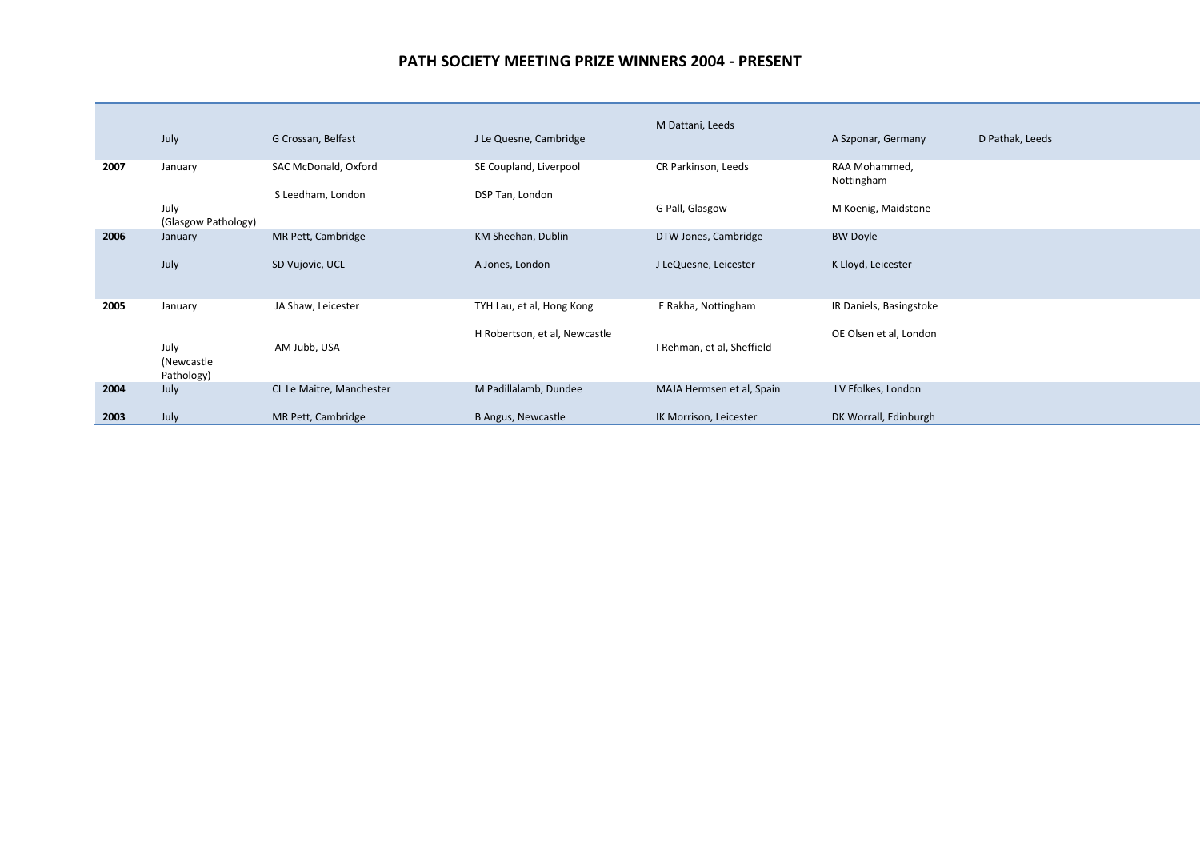# PATH SOCIETY MEETING PRIZE WINNERS 2004 - PRESENT

| | | | | | | |
|---|---|---|---|---|---|---|
| | July | G Crossan, Belfast | J Le Quesne, Cambridge | M Dattani, Leeds | A Szponar, Germany | D Pathak, Leeds |
| **2007** | January | SAC McDonald, Oxford | SE Coupland, Liverpool | CR Parkinson, Leeds | RAA Mohammed, Nottingham | |
| | July (Glasgow Pathology) | S Leedham, London | DSP Tan, London | G Pall, Glasgow | M Koenig, Maidstone | |
| **2006** | January | MR Pett, Cambridge | KM Sheehan, Dublin | DTW Jones, Cambridge | BW Doyle | |
| | July | SD Vujovic, UCL | A Jones, London | J LeQuesne, Leicester | K Lloyd, Leicester | |
| **2005** | January | JA Shaw, Leicester | TYH Lau, et al, Hong Kong | E Rakha, Nottingham | IR Daniels, Basingstoke | |
| | July (Newcastle Pathology) | AM Jubb, USA | H Robertson, et al, Newcastle | I Rehman, et al, Sheffield | OE Olsen et al, London | |
| **2004** | July | CL Le Maitre, Manchester | M Padillalamb, Dundee | MAJA Hermsen et al, Spain | LV Ffolkes, London | |
| **2003** | July | MR Pett, Cambridge | B Angus, Newcastle | IK Morrison, Leicester | DK Worrall, Edinburgh | |